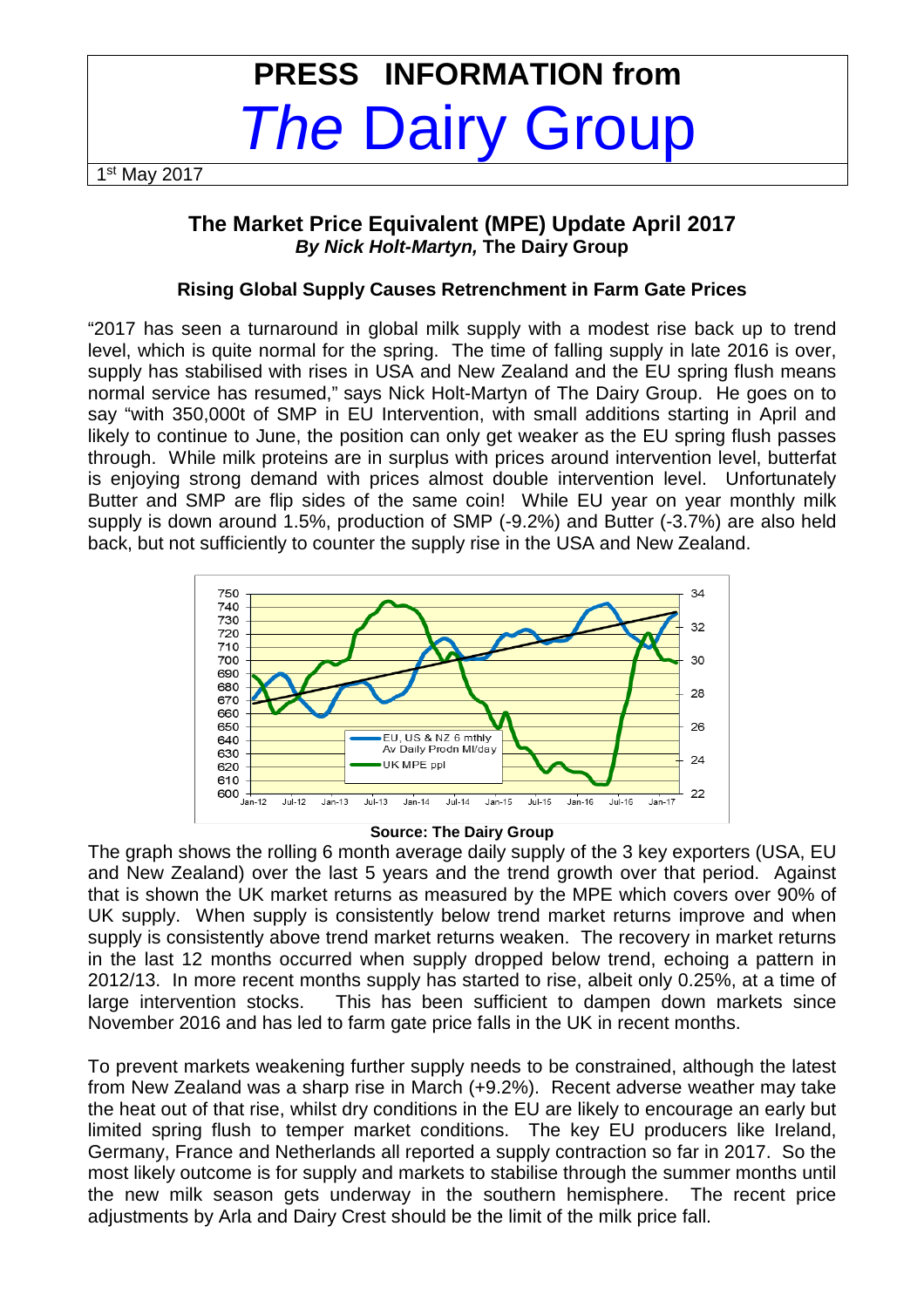# PRESS INFORMATION from *The* Dairy Group

1st May 2017

## The Market Price Equivalent (MPE) Update April 2017

***By Nick Holt-Martyn,* The Dairy Group**

### Rising Global Supply Causes Retrenchment in Farm Gate Prices

"2017 has seen a turnaround in global milk supply with a modest rise back up to trend level, which is quite normal for the spring. The time of falling supply in late 2016 is over, supply has stabilised with rises in USA and New Zealand and the EU spring flush means normal service has resumed," says Nick Holt-Martyn of The Dairy Group. He goes on to say "with 350,000t of SMP in EU Intervention, with small additions starting in April and likely to continue to June, the position can only get weaker as the EU spring flush passes through. While milk proteins are in surplus with prices around intervention level, butterfat is enjoying strong demand with prices almost double intervention level. Unfortunately Butter and SMP are flip sides of the same coin! While EU year on year monthly milk supply is down around 1.5%, production of SMP (-9.2%) and Butter (-3.7%) are also held back, but not sufficiently to counter the supply rise in the USA and New Zealand.

**Source: The Dairy Group**

The graph shows the rolling 6 month average daily supply of the 3 key exporters (USA, EU and New Zealand) over the last 5 years and the trend growth over that period. Against that is shown the UK market returns as measured by the MPE which covers over 90% of UK supply. When supply is consistently below trend market returns improve and when supply is consistently above trend market returns weaken. The recovery in market returns in the last 12 months occurred when supply dropped below trend, echoing a pattern in 2012/13. In more recent months supply has started to rise, albeit only 0.25%, at a time of large intervention stocks. This has been sufficient to dampen down markets since November 2016 and has led to farm gate price falls in the UK in recent months.

To prevent markets weakening further supply needs to be constrained, although the latest from New Zealand was a sharp rise in March (+9.2%). Recent adverse weather may take the heat out of that rise, whilst dry conditions in the EU are likely to encourage an early but limited spring flush to temper market conditions. The key EU producers like Ireland, Germany, France and Netherlands all reported a supply contraction so far in 2017. So the most likely outcome is for supply and markets to stabilise through the summer months until the new milk season gets underway in the southern hemisphere. The recent price adjustments by Arla and Dairy Crest should be the limit of the milk price fall.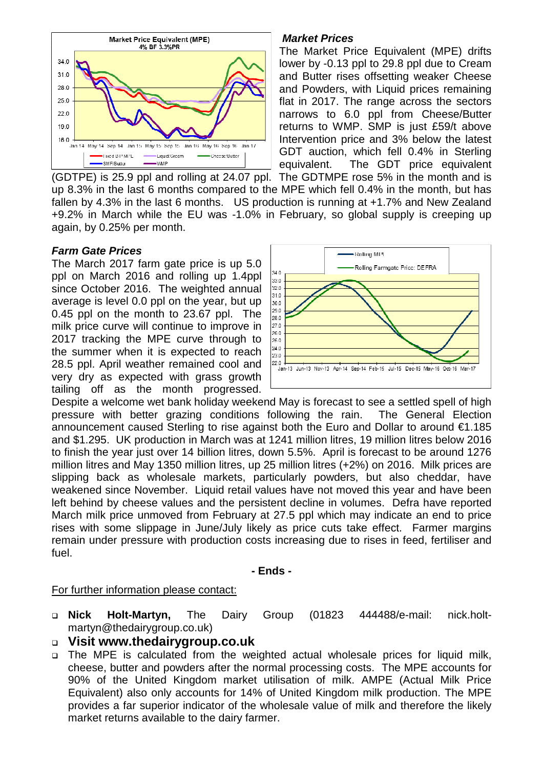Market Price Equivalent (MPE)
4% BF 3.3%PR

34.0
31.0
28.0
25.0
22.0
19.0
16.0

Jan 14 May 14 Sep 14 Jan 15 May 15 Sep 15 Jan 16 May 16 Sep 16 Jan 17

Fixed BT MPE
Liquid/Cream
Cheese/Butter
SMP/Butter
WMP

### *Market Prices*

The Market Price Equivalent (MPE) drifts lower by -0.13 ppl to 29.8 ppl due to Cream and Butter rises offsetting weaker Cheese and Powders, with Liquid prices remaining flat in 2017. The range across the sectors narrows to 6.0 ppl from Cheese/Butter returns to WMP. SMP is just £59/t above Intervention price and 3% below the latest GDT auction, which fell 0.4% in Sterling equivalent. The GDT price equivalent (GDTPE) is 25.9 ppl and rolling at 24.07 ppl. The GDTMPE rose 5% in the month and is up 8.3% in the last 6 months compared to the MPE which fell 0.4% in the month, but has fallen by 4.3% in the last 6 months. US production is running at +1.7% and New Zealand +9.2% in March while the EU was -1.0% in February, so global supply is creeping up again, by 0.25% per month.

### *Farm Gate Prices*

The March 2017 farm gate price is up 5.0 ppl on March 2016 and rolling up 1.4ppl since October 2016. The weighted annual average is level 0.0 ppl on the year, but up 0.45 ppl on the month to 23.67 ppl. The milk price curve will continue to improve in 2017 tracking the MPE curve through to the summer when it is expected to reach 28.5 ppl. April weather remained cool and very dry as expected with grass growth tailing off as the month progressed. Despite a welcome wet bank holiday weekend May is forecast to see a settled spell of high pressure with better grazing conditions following the rain. The General Election announcement caused Sterling to rise against both the Euro and Dollar to around €1.185 and $1.295. UK production in March was at 1241 million litres, 19 million litres below 2016 to finish the year just over 14 billion litres, down 5.5%. April is forecast to be around 1276 million litres and May 1350 million litres, up 25 million litres (+2%) on 2016. Milk prices are slipping back as wholesale markets, particularly powders, but also cheddar, have weakened since November. Liquid retail values have not moved this year and have been left behind by cheese values and the persistent decline in volumes. Defra have reported March milk price unmoved from February at 27.5 ppl which may indicate an end to price rises with some slippage in June/July likely as price cuts take effect. Farmer margins remain under pressure with production costs increasing due to rises in feed, fertiliser and fuel.

Rolling MPE
Rolling Farmgate Price: DEFRA

34.0
33.0
32.0
31.0
30.0
29.0
28.0
27.0
26.0
25.0
24.0
23.0
22.0

Jan-13 Jun-13 Nov-13 Apr-14 Sep-14 Feb-15 Jul-15 Dec-15 May-16 Oct-16 Mar-17

**- Ends -**

For further information please contact:

- **Nick Holt-Martyn,** The Dairy Group (01823 444488/e-mail: nick.holt-martyn@thedairygroup.co.uk)
- **Visit www.thedairygroup.co.uk**
- The MPE is calculated from the weighted actual wholesale prices for liquid milk, cheese, butter and powders after the normal processing costs. The MPE accounts for 90% of the United Kingdom market utilisation of milk. AMPE (Actual Milk Price Equivalent) also only accounts for 14% of United Kingdom milk production. The MPE provides a far superior indicator of the wholesale value of milk and therefore the likely market returns available to the dairy farmer.